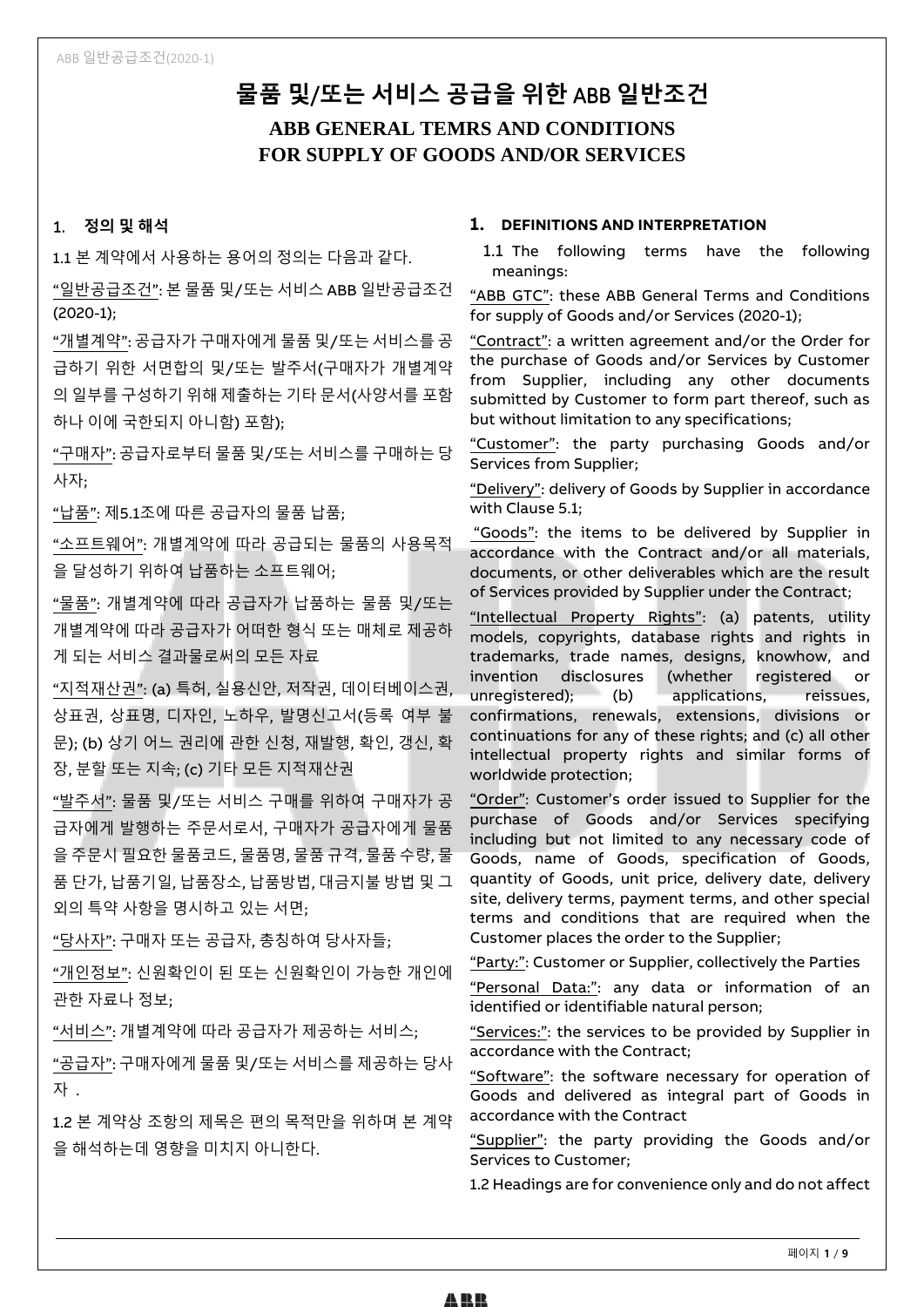# 물품 및/또는 서비스 공급을 위한 ABB 일반조건

## ABB GENERAL TEMRS AND CONDITIONS FOR SUPPLY OF GOODS AND/OR SERVICES

### 1. 정의 및 해석

1.1 본 계약에서 사용하는 용어의 정의는 다음과 같다.

"일반공급조건": 본 물품 및/또는 서비스 ABB 일반공급조건 (2020-1);

"개별계약": 공급자가 구매자에게 물품 및/또는 서비스를 공급하기 위한 서면합의 및/또는 발주서(구매자가 개별계약의 일부를 구성하기 위해 제출하는 기타 문서(사양서를 포함하나 이에 국한되지 아니함) 포함);

"구매자": 공급자로부터 물품 및/또는 서비스를 구매하는 당사자;

"납품": 제5.1조에 따른 공급자의 물품 납품;

"소프트웨어": 개별계약에 따라 공급되는 물품의 사용목적을 달성하기 위하여 납품하는 소프트웨어;

"물품": 개별계약에 따라 공급자가 납품하는 물품 및/또는 개별계약에 따라 공급자가 어떠한 형식 또는 매체로 제공하게 되는 서비스 결과물로써의 모든 자료

"지적재산권": (a) 특허, 실용신안, 저작권, 데이터베이스권, 상표권, 상표명, 디자인, 노하우, 발명신고서(등록 여부 불문); (b) 상기 어느 권리에 관한 신청, 재발행, 확인, 갱신, 확장, 분할 또는 지속; (c) 기타 모든 지적재산권

"발주서": 물품 및/또는 서비스 구매를 위하여 구매자가 공급자에게 발행하는 주문서로서, 구매자가 공급자에게 물품을 주문시 필요한 물품코드, 물품명, 물품 규격, 물품 수량, 물품 단가, 납품기일, 납품장소, 납품방법, 대금지불 방법 및 그 외의 특약 사항을 명시하고 있는 서면;

"당사자": 구매자 또는 공급자, 총칭하여 당사자들;

"개인정보": 신원확인이 된 또는 신원확인이 가능한 개인에 관한 자료나 정보;

"서비스": 개별계약에 따라 공급자가 제공하는 서비스;

"공급자": 구매자에게 물품 및/또는 서비스를 제공하는 당사자 .

1.2 본 계약상 조항의 제목은 편의 목적만을 위하며 본 계약을 해석하는데 영향을 미치지 아니한다.

### 1. DEFINITIONS AND INTERPRETATION

1.1 The following terms have the following meanings:

"ABB GTC": these ABB General Terms and Conditions for supply of Goods and/or Services (2020-1);

"Contract": a written agreement and/or the Order for the purchase of Goods and/or Services by Customer from Supplier, including any other documents submitted by Customer to form part thereof, such as but without limitation to any specifications;

"Customer": the party purchasing Goods and/or Services from Supplier;

"Delivery": delivery of Goods by Supplier in accordance with Clause 5.1;

"Goods": the items to be delivered by Supplier in accordance with the Contract and/or all materials, documents, or other deliverables which are the result of Services provided by Supplier under the Contract;

"Intellectual Property Rights": (a) patents, utility models, copyrights, database rights and rights in trademarks, trade names, designs, knowhow, and invention disclosures (whether registered or unregistered); (b) applications, reissues, confirmations, renewals, extensions, divisions or continuations for any of these rights; and (c) all other intellectual property rights and similar forms of worldwide protection;

"Order": Customer's order issued to Supplier for the purchase of Goods and/or Services specifying including but not limited to any necessary code of Goods, name of Goods, specification of Goods, quantity of Goods, unit price, delivery date, delivery site, delivery terms, payment terms, and other special terms and conditions that are required when the Customer places the order to the Supplier;

"Party:": Customer or Supplier, collectively the Parties

"Personal Data:": any data or information of an identified or identifiable natural person;

"Services:": the services to be provided by Supplier in accordance with the Contract;

"Software": the software necessary for operation of Goods and delivered as integral part of Goods in accordance with the Contract

"Supplier": the party providing the Goods and/or Services to Customer;

1.2 Headings are for convenience only and do not affect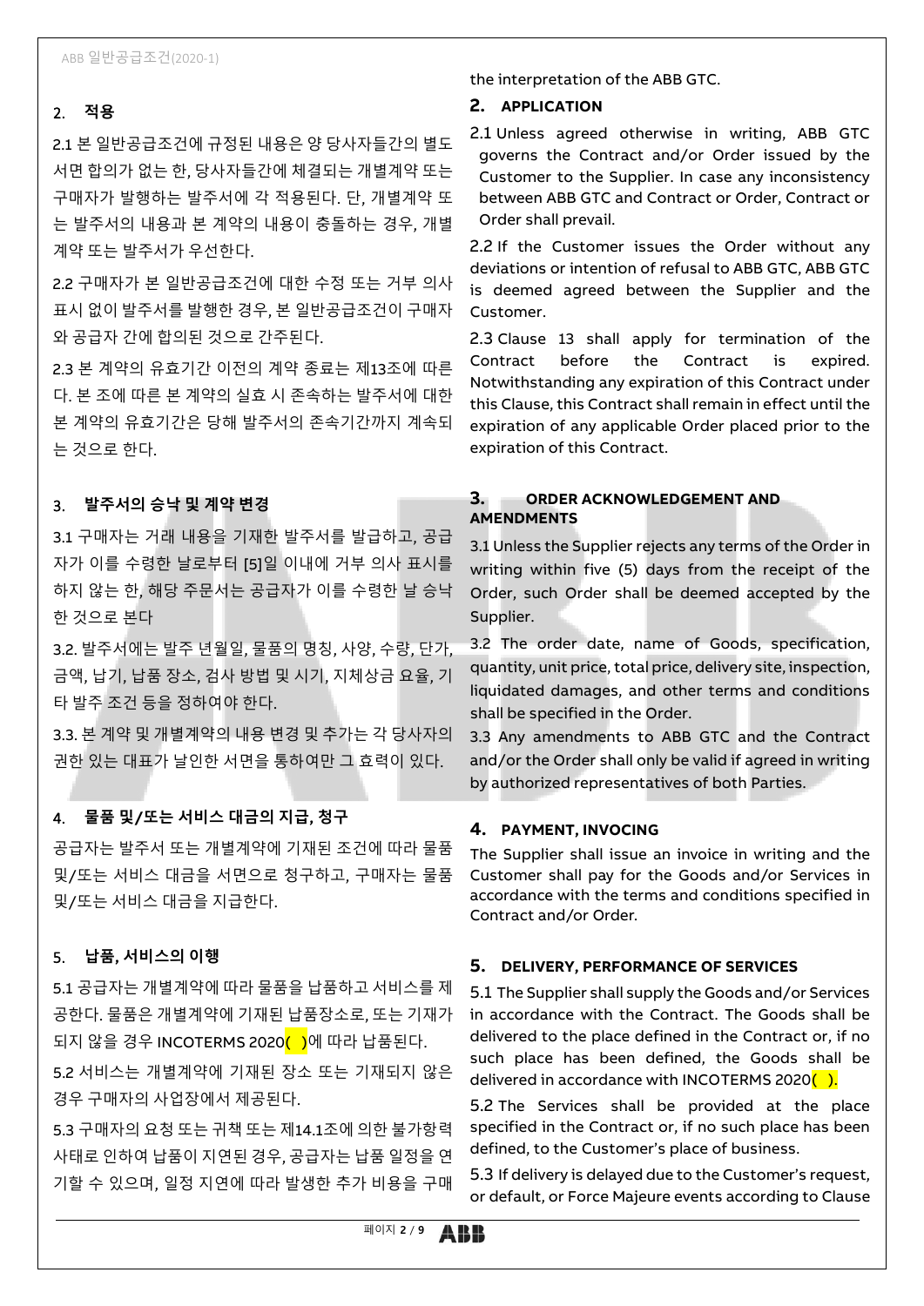## 2. 적용

2.1 본 일반공급조건에 규정된 내용은 양 당사자들간의 별도 서면 합의가 없는 한, 당사자들간에 체결되는 개별계약 또는 구매자가 발행하는 발주서에 각 적용된다. 단, 개별계약 또는 발주서의 내용과 본 계약의 내용이 충돌하는 경우, 개별계약 또는 발주서가 우선한다.

2.2 구매자가 본 일반공급조건에 대한 수정 또는 거부 의사 표시 없이 발주서를 발행한 경우, 본 일반공급조건이 구매자와 공급자 간에 합의된 것으로 간주된다.

2.3 본 계약의 유효기간 이전의 계약 종료는 제13조에 따른다. 본 조에 따른 본 계약의 실효 시 존속하는 발주서에 대한 본 계약의 유효기간은 당해 발주서의 존속기간까지 계속되는 것으로 한다.

## 3. 발주서의 승낙 및 계약 변경

3.1 구매자는 거래 내용을 기재한 발주서를 발급하고, 공급자가 이를 수령한 날로부터 [5]일 이내에 거부 의사 표시를 하지 않는 한, 해당 주문서는 공급자가 이를 수령한 날 승낙한 것으로 본다

3.2. 발주서에는 발주 년월일, 물품의 명칭, 사양, 수량, 단가, 금액, 납기, 납품 장소, 검사 방법 및 시기, 지체상금 요율, 기타 발주 조건 등을 정하여야 한다.

3.3. 본 계약 및 개별계약의 내용 변경 및 추가는 각 당사자의 권한 있는 대표가 날인한 서면을 통하여만 그 효력이 있다.

## 4. 물품 및/또는 서비스 대금의 지급, 청구

공급자는 발주서 또는 개별계약에 기재된 조건에 따라 물품 및/또는 서비스 대금을 서면으로 청구하고, 구매자는 물품 및/또는 서비스 대금을 지급한다.

## 5. 납품, 서비스의 이행

5.1 공급자는 개별계약에 따라 물품을 납품하고 서비스를 제공한다. 물품은 개별계약에 기재된 납품장소로, 또는 기재가 되지 않을 경우 INCOTERMS 2020( )에 따라 납품된다.

5.2 서비스는 개별계약에 기재된 장소 또는 기재되지 않은 경우 구매자의 사업장에서 제공된다.

5.3 구매자의 요청 또는 귀책 또는 제14.1조에 의한 불가항력 사태로 인하여 납품이 지연된 경우, 공급자는 납품 일정을 연기할 수 있으며, 일정 지연에 따라 발생한 추가 비용을 구매

the interpretation of the ABB GTC.

## 2. APPLICATION

2.1 Unless agreed otherwise in writing, ABB GTC governs the Contract and/or Order issued by the Customer to the Supplier. In case any inconsistency between ABB GTC and Contract or Order, Contract or Order shall prevail.

2.2 If the Customer issues the Order without any deviations or intention of refusal to ABB GTC, ABB GTC is deemed agreed between the Supplier and the Customer.

2.3 Clause 13 shall apply for termination of the Contract before the Contract is expired. Notwithstanding any expiration of this Contract under this Clause, this Contract shall remain in effect until the expiration of any applicable Order placed prior to the expiration of this Contract.

## 3. ORDER ACKNOWLEDGEMENT AND AMENDMENTS

3.1 Unless the Supplier rejects any terms of the Order in writing within five (5) days from the receipt of the Order, such Order shall be deemed accepted by the Supplier.

3.2 The order date, name of Goods, specification, quantity, unit price, total price, delivery site, inspection, liquidated damages, and other terms and conditions shall be specified in the Order.

3.3 Any amendments to ABB GTC and the Contract and/or the Order shall only be valid if agreed in writing by authorized representatives of both Parties.

## 4. PAYMENT, INVOCING

The Supplier shall issue an invoice in writing and the Customer shall pay for the Goods and/or Services in accordance with the terms and conditions specified in Contract and/or Order.

## 5. DELIVERY, PERFORMANCE OF SERVICES

5.1 The Supplier shall supply the Goods and/or Services in accordance with the Contract. The Goods shall be delivered to the place defined in the Contract or, if no such place has been defined, the Goods shall be delivered in accordance with INCOTERMS 2020( ).

5.2 The Services shall be provided at the place specified in the Contract or, if no such place has been defined, to the Customer's place of business.

5.3 If delivery is delayed due to the Customer's request, or default, or Force Majeure events according to Clause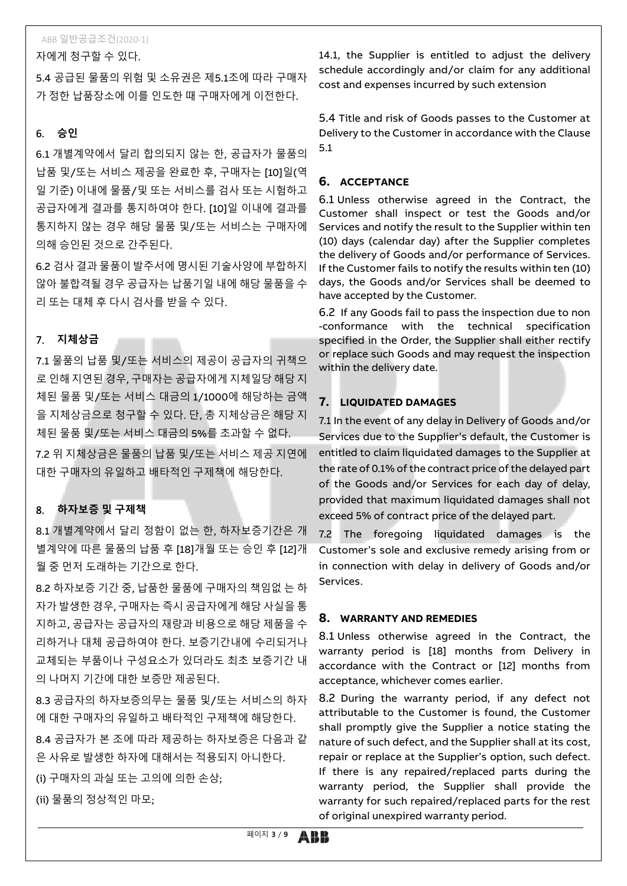자에게 청구할 수 있다.

5.4 공급된 물품의 위험 및 소유권은 제5.1조에 따라 구매자가 정한 납품장소에 이를 인도한 때 구매자에게 이전한다.

## 6. 승인

6.1 개별계약에서 달리 합의되지 않는 한, 공급자가 물품의 납품 및/또는 서비스 제공을 완료한 후, 구매자는 [10]일(역일 기준) 이내에 물품/및 또는 서비스를 검사 또는 시험하고 공급자에게 결과를 통지하여야 한다. [10]일 이내에 결과를 통지하지 않는 경우 해당 물품 및/또는 서비스는 구매자에 의해 승인된 것으로 간주된다.

6.2 검사 결과 물품이 발주서에 명시된 기술사양에 부합하지 않아 불합격될 경우 공급자는 납품기일 내에 해당 물품을 수리 또는 대체 후 다시 검사를 받을 수 있다.

## 7. 지체상금

7.1 물품의 납품 및/또는 서비스의 제공이 공급자의 귀책으로 인해 지연된 경우, 구매자는 공급자에게 지체일당 해당 지체된 물품 및/또는 서비스 대금의 1/1000에 해당하는 금액을 지체상금으로 청구할 수 있다. 단, 총 지체상금은 해당 지체된 물품 및/또는 서비스 대금의 5%를 초과할 수 없다.

7.2 위 지체상금은 물품의 납품 및/또는 서비스 제공 지연에 대한 구매자의 유일하고 배타적인 구제책에 해당한다.

## 8. 하자보증 및 구제책

8.1 개별계약에서 달리 정함이 없는 한, 하자보증기간은 개별계약에 따른 물품의 납품 후 [18]개월 또는 승인 후 [12]개월 중 먼저 도래하는 기간으로 한다.

8.2 하자보증 기간 중, 납품한 물품에 구매자의 책임없 는 하자가 발생한 경우, 구매자는 즉시 공급자에게 해당 사실을 통지하고, 공급자는 공급자의 재량과 비용으로 해당 제품을 수리하거나 대체 공급하여야 한다. 보증기간내에 수리되거나 교체되는 부품이나 구성요소가 있더라도 최초 보증기간 내의 나머지 기간에 대한 보증만 제공된다.

8.3 공급자의 하자보증의무는 물품 및/또는 서비스의 하자에 대한 구매자의 유일하고 배타적인 구제책에 해당한다.

8.4 공급자가 본 조에 따라 제공하는 하자보증은 다음과 같은 사유로 발생한 하자에 대해서는 적용되지 아니한다.

(i) 구매자의 과실 또는 고의에 의한 손상;

(ii) 물품의 정상적인 마모;

14.1, the Supplier is entitled to adjust the delivery schedule accordingly and/or claim for any additional cost and expenses incurred by such extension

5.4 Title and risk of Goods passes to the Customer at Delivery to the Customer in accordance with the Clause 5.1

## 6. ACCEPTANCE

6.1 Unless otherwise agreed in the Contract, the Customer shall inspect or test the Goods and/or Services and notify the result to the Supplier within ten (10) days (calendar day) after the Supplier completes the delivery of Goods and/or performance of Services. If the Customer fails to notify the results within ten (10) days, the Goods and/or Services shall be deemed to have accepted by the Customer.

6.2 If any Goods fail to pass the inspection due to non -conformance with the technical specification specified in the Order, the Supplier shall either rectify or replace such Goods and may request the inspection within the delivery date.

## 7. LIQUIDATED DAMAGES

7.1 In the event of any delay in Delivery of Goods and/or Services due to the Supplier's default, the Customer is entitled to claim liquidated damages to the Supplier at the rate of 0.1% of the contract price of the delayed part of the Goods and/or Services for each day of delay, provided that maximum liquidated damages shall not exceed 5% of contract price of the delayed part.

7.2 The foregoing liquidated damages is the Customer's sole and exclusive remedy arising from or in connection with delay in delivery of Goods and/or Services.

## 8. WARRANTY AND REMEDIES

8.1 Unless otherwise agreed in the Contract, the warranty period is [18] months from Delivery in accordance with the Contract or [12] months from acceptance, whichever comes earlier.

8.2 During the warranty period, if any defect not attributable to the Customer is found, the Customer shall promptly give the Supplier a notice stating the nature of such defect, and the Supplier shall at its cost, repair or replace at the Supplier's option, such defect. If there is any repaired/replaced parts during the warranty period, the Supplier shall provide the warranty for such repaired/replaced parts for the rest of original unexpired warranty period.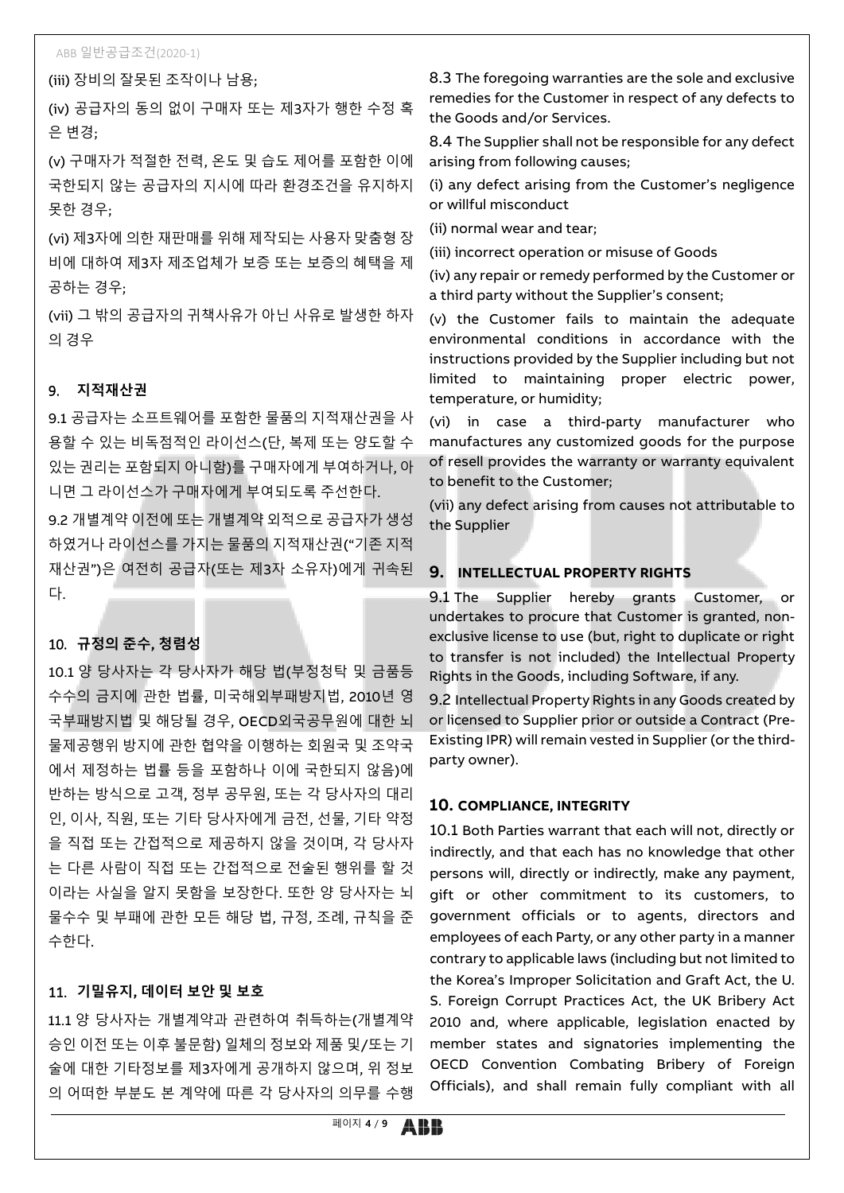(iii) 장비의 잘못된 조작이나 남용;

(iv) 공급자의 동의 없이 구매자 또는 제3자가 행한 수정 혹은 변경;

(v) 구매자가 적절한 전력, 온도 및 습도 제어를 포함한 이에 국한되지 않는 공급자의 지시에 따라 환경조건을 유지하지 못한 경우;

(vi) 제3자에 의한 재판매를 위해 제작되는 사용자 맞춤형 장비에 대하여 제3자 제조업체가 보증 또는 보증의 혜택을 제공하는 경우;

(vii) 그 밖의 공급자의 귀책사유가 아닌 사유로 발생한 하자의 경우

## 9. 지적재산권

9.1 공급자는 소프트웨어를 포함한 물품의 지적재산권을 사용할 수 있는 비독점적인 라이선스(단, 복제 또는 양도할 수 있는 권리는 포함되지 아니함)를 구매자에게 부여하거나, 아니면 그 라이선스가 구매자에게 부여되도록 주선한다.

9.2 개별계약 이전에 또는 개별계약 외적으로 공급자가 생성하였거나 라이선스를 가지는 물품의 지적재산권("기존 지적재산권")은 여전히 공급자(또는 제3자 소유자)에게 귀속된다.

## 10. 규정의 준수, 청렴성

10.1 양 당사자는 각 당사자가 해당 법(부정청탁 및 금품등 수수의 금지에 관한 법률, 미국해외부패방지법, 2010년 영국부패방지법 및 해당될 경우, OECD외국공무원에 대한 뇌물제공행위 방지에 관한 협약을 이행하는 회원국 및 조약국에서 제정하는 법률 등을 포함하나 이에 국한되지 않음)에 반하는 방식으로 고객, 정부 공무원, 또는 각 당사자의 대리인, 이사, 직원, 또는 기타 당사자에게 금전, 선물, 기타 약정을 직접 또는 간접적으로 제공하지 않을 것이며, 각 당사자는 다른 사람이 직접 또는 간접적으로 전술된 행위를 할 것이라는 사실을 알지 못함을 보장한다. 또한 양 당사자는 뇌물수수 및 부패에 관한 모든 해당 법, 규정, 조례, 규칙을 준수한다.

## 11. 기밀유지, 데이터 보안 및 보호

11.1 양 당사자는 개별계약과 관련하여 취득하는(개별계약 승인 이전 또는 이후 불문함) 일체의 정보와 제품 및/또는 기술에 대한 기타정보를 제3자에게 공개하지 않으며, 위 정보의 어떠한 부분도 본 계약에 따른 각 당사자의 의무를 수행

8.3 The foregoing warranties are the sole and exclusive remedies for the Customer in respect of any defects to the Goods and/or Services.

8.4 The Supplier shall not be responsible for any defect arising from following causes;

(i) any defect arising from the Customer's negligence or willful misconduct

(ii) normal wear and tear;

(iii) incorrect operation or misuse of Goods

(iv) any repair or remedy performed by the Customer or a third party without the Supplier's consent;

(v) the Customer fails to maintain the adequate environmental conditions in accordance with the instructions provided by the Supplier including but not limited to maintaining proper electric power, temperature, or humidity;

(vi) in case a third-party manufacturer who manufactures any customized goods for the purpose of resell provides the warranty or warranty equivalent to benefit to the Customer;

(vii) any defect arising from causes not attributable to the Supplier

## 9. INTELLECTUAL PROPERTY RIGHTS

9.1 The Supplier hereby grants Customer, or undertakes to procure that Customer is granted, non-exclusive license to use (but, right to duplicate or right to transfer is not included) the Intellectual Property Rights in the Goods, including Software, if any.

9.2 Intellectual Property Rights in any Goods created by or licensed to Supplier prior or outside a Contract (Pre-Existing IPR) will remain vested in Supplier (or the third-party owner).

## 10. COMPLIANCE, INTEGRITY

10.1 Both Parties warrant that each will not, directly or indirectly, and that each has no knowledge that other persons will, directly or indirectly, make any payment, gift or other commitment to its customers, to government officials or to agents, directors and employees of each Party, or any other party in a manner contrary to applicable laws (including but not limited to the Korea's Improper Solicitation and Graft Act, the U. S. Foreign Corrupt Practices Act, the UK Bribery Act 2010 and, where applicable, legislation enacted by member states and signatories implementing the OECD Convention Combating Bribery of Foreign Officials), and shall remain fully compliant with all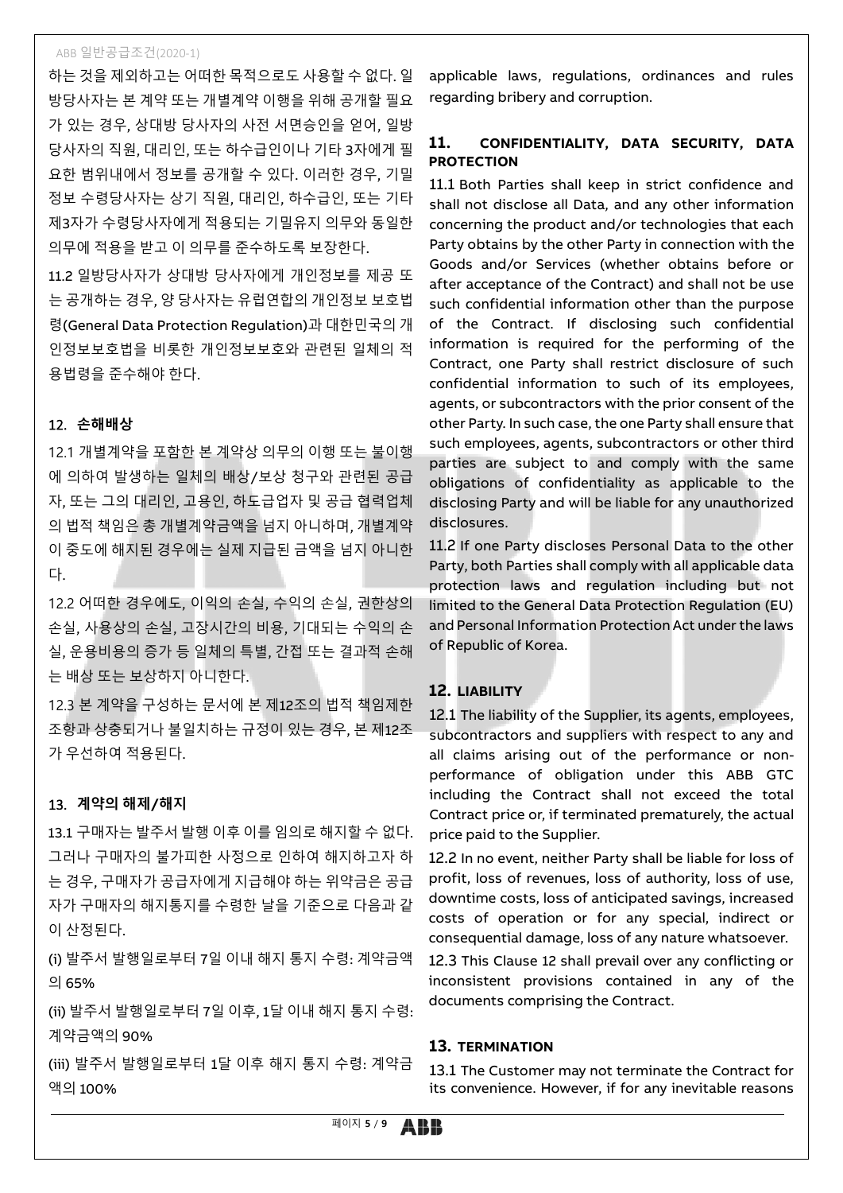하는 것을 제외하고는 어떠한 목적으로도 사용할 수 없다. 일방당사자는 본 계약 또는 개별계약 이행을 위해 공개할 필요가 있는 경우, 상대방 당사자의 사전 서면승인을 얻어, 일방당사자의 직원, 대리인, 또는 하수급인이나 기타 3자에게 필요한 범위내에서 정보를 공개할 수 있다. 이러한 경우, 기밀정보 수령당사자는 상기 직원, 대리인, 하수급인, 또는 기타 제3자가 수령당사자에게 적용되는 기밀유지 의무와 동일한 의무에 적용을 받고 이 의무를 준수하도록 보장한다.

11.2 일방당사자가 상대방 당사자에게 개인정보를 제공 또는 공개하는 경우, 양 당사자는 유럽연합의 개인정보 보호법령(General Data Protection Regulation)과 대한민국의 개인정보보호법을 비롯한 개인정보보호와 관련된 일체의 적용법령을 준수해야 한다.

## 12. 손해배상

12.1 개별계약을 포함한 본 계약상 의무의 이행 또는 불이행에 의하여 발생하는 일체의 배상/보상 청구와 관련된 공급자, 또는 그의 대리인, 고용인, 하도급업자 및 공급 협력업체의 법적 책임은 총 개별계약금액을 넘지 아니하며, 개별계약이 중도에 해지된 경우에는 실제 지급된 금액을 넘지 아니한다.

12.2 어떠한 경우에도, 이익의 손실, 수익의 손실, 권한상의 손실, 사용상의 손실, 고장시간의 비용, 기대되는 수익의 손실, 운용비용의 증가 등 일체의 특별, 간접 또는 결과적 손해는 배상 또는 보상하지 아니한다.

12.3 본 계약을 구성하는 문서에 본 제12조의 법적 책임제한 조항과 상충되거나 불일치하는 규정이 있는 경우, 본 제12조가 우선하여 적용된다.

## 13. 계약의 해제/해지

13.1 구매자는 발주서 발행 이후 이를 임의로 해지할 수 없다. 그러나 구매자의 불가피한 사정으로 인하여 해지하고자 하는 경우, 구매자가 공급자에게 지급해야 하는 위약금은 공급자가 구매자의 해지통지를 수령한 날을 기준으로 다음과 같이 산정된다.

(i) 발주서 발행일로부터 7일 이내 해지 통지 수령: 계약금액의 65%

(ii) 발주서 발행일로부터 7일 이후, 1달 이내 해지 통지 수령: 계약금액의 90%

(iii) 발주서 발행일로부터 1달 이후 해지 통지 수령: 계약금액의 100%

applicable laws, regulations, ordinances and rules regarding bribery and corruption.

## 11. CONFIDENTIALITY, DATA SECURITY, DATA PROTECTION

11.1 Both Parties shall keep in strict confidence and shall not disclose all Data, and any other information concerning the product and/or technologies that each Party obtains by the other Party in connection with the Goods and/or Services (whether obtains before or after acceptance of the Contract) and shall not be use such confidential information other than the purpose of the Contract. If disclosing such confidential information is required for the performing of the Contract, one Party shall restrict disclosure of such confidential information to such of its employees, agents, or subcontractors with the prior consent of the other Party. In such case, the one Party shall ensure that such employees, agents, subcontractors or other third parties are subject to and comply with the same obligations of confidentiality as applicable to the disclosing Party and will be liable for any unauthorized disclosures.

11.2 If one Party discloses Personal Data to the other Party, both Parties shall comply with all applicable data protection laws and regulation including but not limited to the General Data Protection Regulation (EU) and Personal Information Protection Act under the laws of Republic of Korea.

## 12. LIABILITY

12.1 The liability of the Supplier, its agents, employees, subcontractors and suppliers with respect to any and all claims arising out of the performance or non-performance of obligation under this ABB GTC including the Contract shall not exceed the total Contract price or, if terminated prematurely, the actual price paid to the Supplier.

12.2 In no event, neither Party shall be liable for loss of profit, loss of revenues, loss of authority, loss of use, downtime costs, loss of anticipated savings, increased costs of operation or for any special, indirect or consequential damage, loss of any nature whatsoever.

12.3 This Clause 12 shall prevail over any conflicting or inconsistent provisions contained in any of the documents comprising the Contract.

## 13. TERMINATION

13.1 The Customer may not terminate the Contract for its convenience. However, if for any inevitable reasons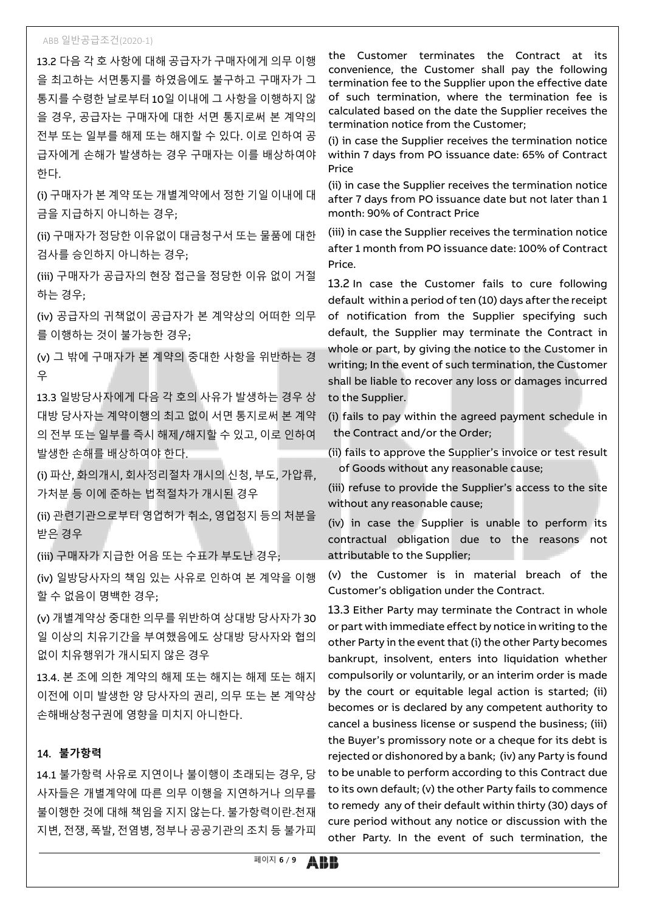13.2 다음 각 호 사항에 대해 공급자가 구매자에게 의무 이행을 최고하는 서면통지를 하였음에도 불구하고 구매자가 그 통지를 수령한 날로부터 10일 이내에 그 사항을 이행하지 않을 경우, 공급자는 구매자에 대한 서면 통지로써 본 계약의 전부 또는 일부를 해제 또는 해지할 수 있다. 이로 인하여 공급자에게 손해가 발생하는 경우 구매자는 이를 배상하여야 한다.

(i) 구매자가 본 계약 또는 개별계약에서 정한 기일 이내에 대금을 지급하지 아니하는 경우;

(ii) 구매자가 정당한 이유없이 대금청구서 또는 물품에 대한 검사를 승인하지 아니하는 경우;

(iii) 구매자가 공급자의 현장 접근을 정당한 이유 없이 거절하는 경우;

(iv) 공급자의 귀책없이 공급자가 본 계약상의 어떠한 의무를 이행하는 것이 불가능한 경우;

(v) 그 밖에 구매자가 본 계약의 중대한 사항을 위반하는 경우

13.3 일방당사자에게 다음 각 호의 사유가 발생하는 경우 상대방 당사자는 계약이행의 최고 없이 서면 통지로써 본 계약의 전부 또는 일부를 즉시 해제/해지할 수 있고, 이로 인하여 발생한 손해를 배상하여야 한다.

(i) 파산, 화의개시, 회사정리절차 개시의 신청, 부도, 가압류, 가처분 등 이에 준하는 법적절차가 개시된 경우

(ii) 관련기관으로부터 영업허가 취소, 영업정지 등의 처분을 받은 경우

(iii) 구매자가 지급한 어음 또는 수표가 부도난 경우;

(iv) 일방당사자의 책임 있는 사유로 인하여 본 계약을 이행할 수 없음이 명백한 경우;

(v) 개별계약상 중대한 의무를 위반하여 상대방 당사자가 30일 이상의 치유기간을 부여했음에도 상대방 당사자와 협의 없이 치유행위가 개시되지 않은 경우

13.4. 본 조에 의한 계약의 해제 또는 해지는 해제 또는 해지 이전에 이미 발생한 양 당사자의 권리, 의무 또는 본 계약상 손해배상청구권에 영향을 미치지 아니한다.

## 14. 불가항력

14.1 불가항력 사유로 지연이나 불이행이 초래되는 경우, 당사자들은 개별계약에 따른 의무 이행을 지연하거나 의무를 불이행한 것에 대해 책임을 지지 않는다. 불가항력이란-천재지변, 전쟁, 폭발, 전염병, 정부나 공공기관의 조치 등 불가피

the Customer terminates the Contract at its convenience, the Customer shall pay the following termination fee to the Supplier upon the effective date of such termination, where the termination fee is calculated based on the date the Supplier receives the termination notice from the Customer;

(i) in case the Supplier receives the termination notice within 7 days from PO issuance date: 65% of Contract Price

(ii) in case the Supplier receives the termination notice after 7 days from PO issuance date but not later than 1 month: 90% of Contract Price

(iii) in case the Supplier receives the termination notice after 1 month from PO issuance date: 100% of Contract Price.

13.2 In case the Customer fails to cure following default within a period of ten (10) days after the receipt of notification from the Supplier specifying such default, the Supplier may terminate the Contract in whole or part, by giving the notice to the Customer in writing; In the event of such termination, the Customer shall be liable to recover any loss or damages incurred to the Supplier.

(i) fails to pay within the agreed payment schedule in the Contract and/or the Order;

(ii) fails to approve the Supplier's invoice or test result of Goods without any reasonable cause;

(iii) refuse to provide the Supplier's access to the site without any reasonable cause;

(iv) in case the Supplier is unable to perform its contractual obligation due to the reasons not attributable to the Supplier;

(v) the Customer is in material breach of the Customer's obligation under the Contract.

13.3 Either Party may terminate the Contract in whole or part with immediate effect by notice in writing to the other Party in the event that (i) the other Party becomes bankrupt, insolvent, enters into liquidation whether compulsorily or voluntarily, or an interim order is made by the court or equitable legal action is started; (ii) becomes or is declared by any competent authority to cancel a business license or suspend the business; (iii) the Buyer's promissory note or a cheque for its debt is rejected or dishonored by a bank; (iv) any Party is found to be unable to perform according to this Contract due to its own default; (v) the other Party fails to commence to remedy any of their default within thirty (30) days of cure period without any notice or discussion with the other Party. In the event of such termination, the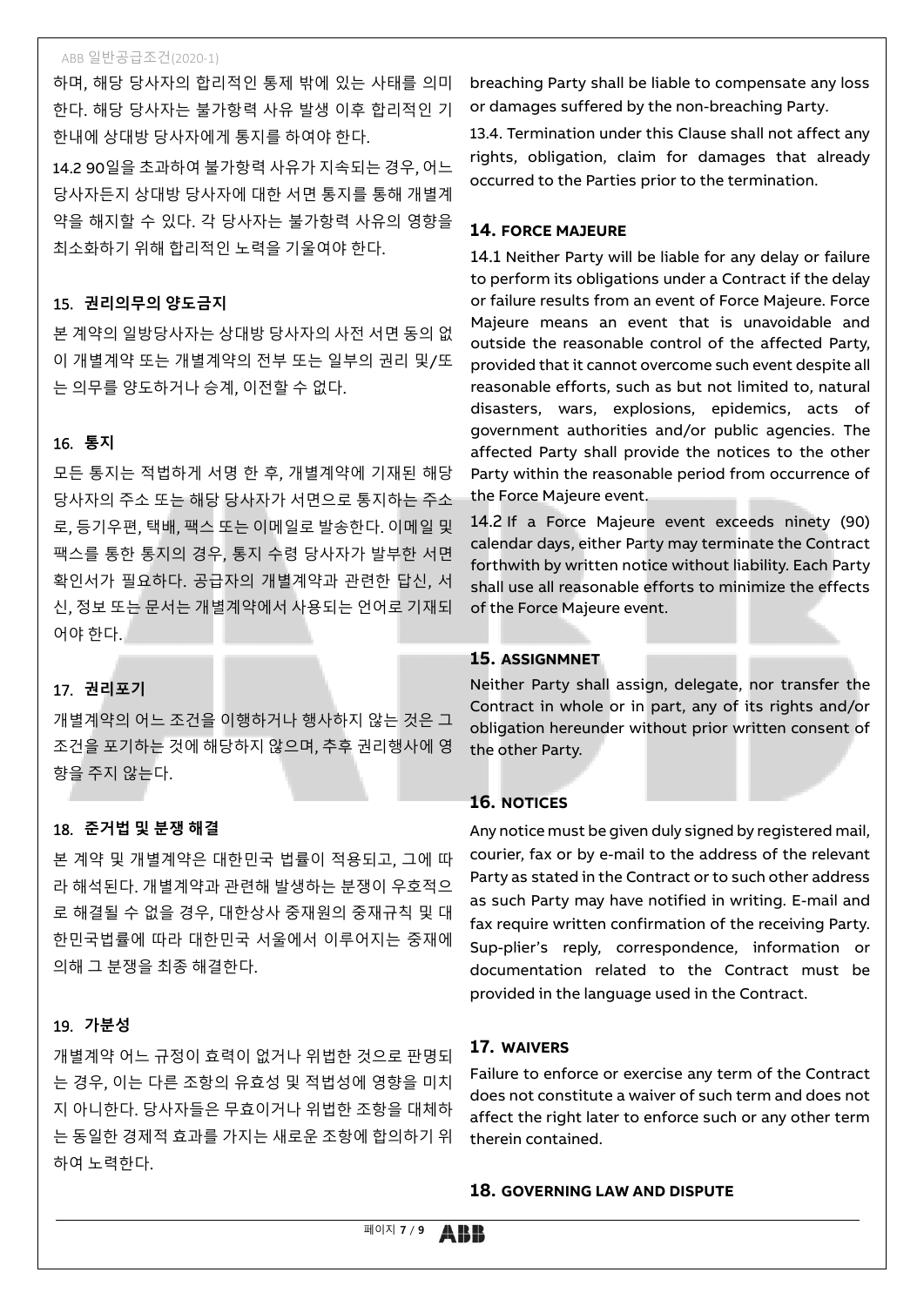하며, 해당 당사자의 합리적인 통제 밖에 있는 사태를 의미한다. 해당 당사자는 불가항력 사유 발생 이후 합리적인 기한내에 상대방 당사자에게 통지를 하여야 한다.

14.2 90일을 초과하여 불가항력 사유가 지속되는 경우, 어느 당사자든지 상대방 당사자에 대한 서면 통지를 통해 개별계약을 해지할 수 있다. 각 당사자는 불가항력 사유의 영향을 최소화하기 위해 합리적인 노력을 기울여야 한다.

### 15. 권리의무의 양도금지

본 계약의 일방당사자는 상대방 당사자의 사전 서면 동의 없이 개별계약 또는 개별계약의 전부 또는 일부의 권리 및/또는 의무를 양도하거나 승계, 이전할 수 없다.

### 16. 통지

모든 통지는 적법하게 서명 한 후, 개별계약에 기재된 해당 당사자의 주소 또는 해당 당사자가 서면으로 통지하는 주소로, 등기우편, 택배, 팩스 또는 이메일로 발송한다. 이메일 및 팩스를 통한 통지의 경우, 통지 수령 당사자가 발부한 서면 확인서가 필요하다. 공급자의 개별계약과 관련한 답신, 서신, 정보 또는 문서는 개별계약에서 사용되는 언어로 기재되어야 한다.

### 17. 권리포기

개별계약의 어느 조건을 이행하거나 행사하지 않는 것은 그 조건을 포기하는 것에 해당하지 않으며, 추후 권리행사에 영향을 주지 않는다.

### 18. 준거법 및 분쟁 해결

본 계약 및 개별계약은 대한민국 법률이 적용되고, 그에 따라 해석된다. 개별계약과 관련해 발생하는 분쟁이 우호적으로 해결될 수 없을 경우, 대한상사 중재원의 중재규칙 및 대한민국법률에 따라 대한민국 서울에서 이루어지는 중재에 의해 그 분쟁을 최종 해결한다.

### 19. 가분성

개별계약 어느 규정이 효력이 없거나 위법한 것으로 판명되는 경우, 이는 다른 조항의 유효성 및 적법성에 영향을 미치지 아니한다. 당사자들은 무효이거나 위법한 조항을 대체하는 동일한 경제적 효과를 가지는 새로운 조항에 합의하기 위하여 노력한다.

breaching Party shall be liable to compensate any loss or damages suffered by the non-breaching Party.

13.4. Termination under this Clause shall not affect any rights, obligation, claim for damages that already occurred to the Parties prior to the termination.

### 14. FORCE MAJEURE

14.1 Neither Party will be liable for any delay or failure to perform its obligations under a Contract if the delay or failure results from an event of Force Majeure. Force Majeure means an event that is unavoidable and outside the reasonable control of the affected Party, provided that it cannot overcome such event despite all reasonable efforts, such as but not limited to, natural disasters, wars, explosions, epidemics, acts of government authorities and/or public agencies. The affected Party shall provide the notices to the other Party within the reasonable period from occurrence of the Force Majeure event.

14.2 If a Force Majeure event exceeds ninety (90) calendar days, either Party may terminate the Contract forthwith by written notice without liability. Each Party shall use all reasonable efforts to minimize the effects of the Force Majeure event.

### 15. ASSIGNMNET

Neither Party shall assign, delegate, nor transfer the Contract in whole or in part, any of its rights and/or obligation hereunder without prior written consent of the other Party.

### 16. NOTICES

Any notice must be given duly signed by registered mail, courier, fax or by e-mail to the address of the relevant Party as stated in the Contract or to such other address as such Party may have notified in writing. E-mail and fax require written confirmation of the receiving Party. Sup-plier's reply, correspondence, information or documentation related to the Contract must be provided in the language used in the Contract.

### 17. WAIVERS

Failure to enforce or exercise any term of the Contract does not constitute a waiver of such term and does not affect the right later to enforce such or any other term therein contained.

### 18. GOVERNING LAW AND DISPUTE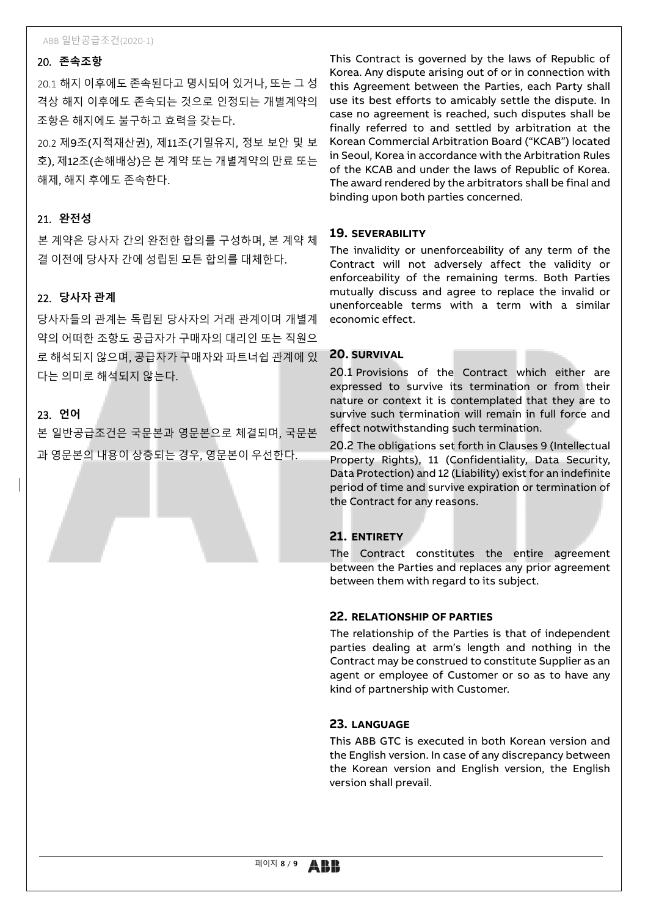## 20. 존속조항

20.1 해지 이후에도 존속된다고 명시되어 있거나, 또는 그 성격상 해지 이후에도 존속되는 것으로 인정되는 개별계약의 조항은 해지에도 불구하고 효력을 갖는다.

20.2 제9조(지적재산권), 제11조(기밀유지, 정보 보안 및 보호), 제12조(손해배상)은 본 계약 또는 개별계약의 만료 또는 해제, 해지 후에도 존속한다.

## 21. 완전성

본 계약은 당사자 간의 완전한 합의를 구성하며, 본 계약 체결 이전에 당사자 간에 성립된 모든 합의를 대체한다.

## 22. 당사자 관계

당사자들의 관계는 독립된 당사자의 거래 관계이며 개별계약의 어떠한 조항도 공급자가 구매자의 대리인 또는 직원으로 해석되지 않으며, 공급자가 구매자와 파트너쉽 관계에 있다는 의미로 해석되지 않는다.

## 23. 언어

본 일반공급조건은 국문본과 영문본으로 체결되며, 국문본과 영문본의 내용이 상충되는 경우, 영문본이 우선한다.

This Contract is governed by the laws of Republic of Korea. Any dispute arising out of or in connection with this Agreement between the Parties, each Party shall use its best efforts to amicably settle the dispute. In case no agreement is reached, such disputes shall be finally referred to and settled by arbitration at the Korean Commercial Arbitration Board ("KCAB") located in Seoul, Korea in accordance with the Arbitration Rules of the KCAB and under the laws of Republic of Korea. The award rendered by the arbitrators shall be final and binding upon both parties concerned.

## 19. SEVERABILITY

The invalidity or unenforceability of any term of the Contract will not adversely affect the validity or enforceability of the remaining terms. Both Parties mutually discuss and agree to replace the invalid or unenforceable terms with a term with a similar economic effect.

## 20. SURVIVAL

20.1 Provisions of the Contract which either are expressed to survive its termination or from their nature or context it is contemplated that they are to survive such termination will remain in full force and effect notwithstanding such termination.

20.2 The obligations set forth in Clauses 9 (Intellectual Property Rights), 11 (Confidentiality, Data Security, Data Protection) and 12 (Liability) exist for an indefinite period of time and survive expiration or termination of the Contract for any reasons.

## 21. ENTIRETY

The Contract constitutes the entire agreement between the Parties and replaces any prior agreement between them with regard to its subject.

## 22. RELATIONSHIP OF PARTIES

The relationship of the Parties is that of independent parties dealing at arm's length and nothing in the Contract may be construed to constitute Supplier as an agent or employee of Customer or so as to have any kind of partnership with Customer.

## 23. LANGUAGE

This ABB GTC is executed in both Korean version and the English version. In case of any discrepancy between the Korean version and English version, the English version shall prevail.